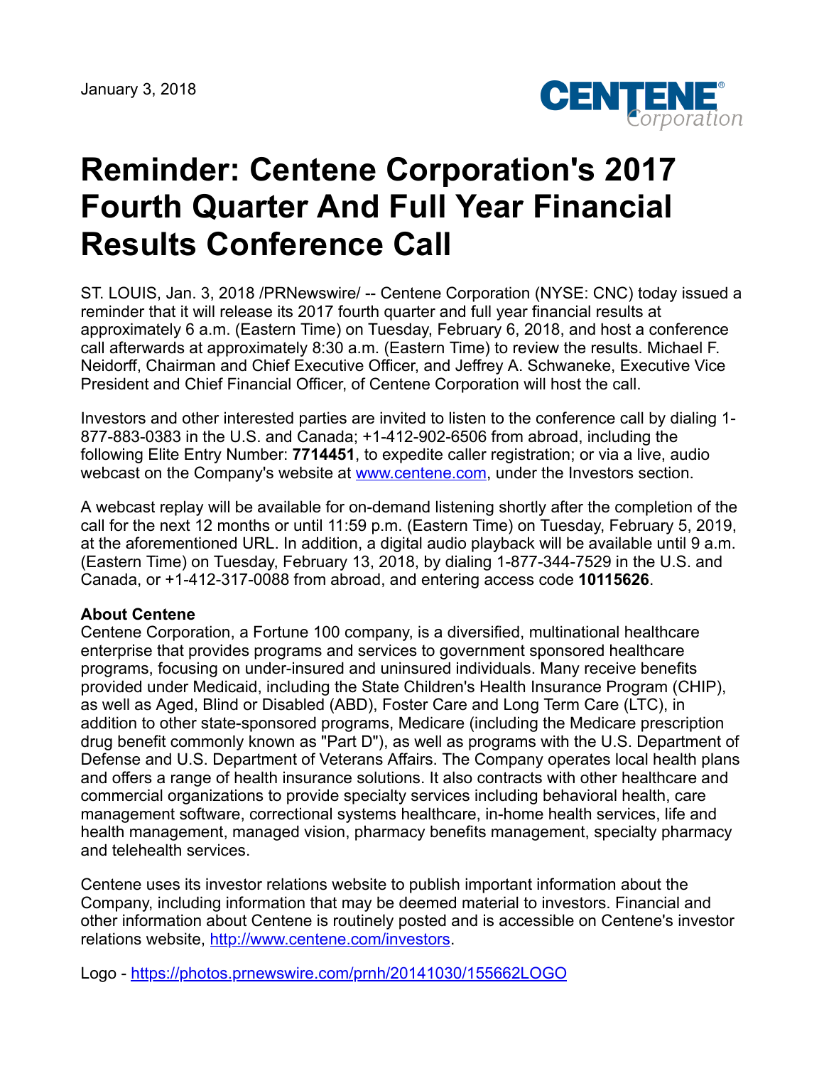January 3, 2018

# Reminder: Centene Corporation's 2017 Fourth Quarter And Full Year Financial Results Conference Call

ST. LOUIS, Jan. 3, 2018 /PRNewswire/ -- Centene Corporation (NYSE: CNC) today issued a reminder that it will release its 2017 fourth quarter and full year financial results at approximately 6 a.m. (Eastern Time) on Tuesday, February 6, 2018, and host a conference call afterwards at approximately 8:30 a.m. (Eastern Time) to review the results. Michael F. Neidorff, Chairman and Chief Executive Officer, and Jeffrey A. Schwaneke, Executive Vice President and Chief Financial Officer, of Centene Corporation will host the call.

Investors and other interested parties are invited to listen to the conference call by dialing 1-877-883-0383 in the U.S. and Canada; +1-412-902-6506 from abroad, including the following Elite Entry Number: **7714451**, to expedite caller registration; or via a live, audio webcast on the Company's website at [www.centene.com](http://www.centene.com), under the Investors section.

A webcast replay will be available for on-demand listening shortly after the completion of the call for the next 12 months or until 11:59 p.m. (Eastern Time) on Tuesday, February 5, 2019, at the aforementioned URL. In addition, a digital audio playback will be available until 9 a.m. (Eastern Time) on Tuesday, February 13, 2018, by dialing 1-877-344-7529 in the U.S. and Canada, or +1-412-317-0088 from abroad, and entering access code **10115626**.

**About Centene**

Centene Corporation, a Fortune 100 company, is a diversified, multinational healthcare enterprise that provides programs and services to government sponsored healthcare programs, focusing on under-insured and uninsured individuals. Many receive benefits provided under Medicaid, including the State Children's Health Insurance Program (CHIP), as well as Aged, Blind or Disabled (ABD), Foster Care and Long Term Care (LTC), in addition to other state-sponsored programs, Medicare (including the Medicare prescription drug benefit commonly known as "Part D"), as well as programs with the U.S. Department of Defense and U.S. Department of Veterans Affairs. The Company operates local health plans and offers a range of health insurance solutions. It also contracts with other healthcare and commercial organizations to provide specialty services including behavioral health, care management software, correctional systems healthcare, in-home health services, life and health management, managed vision, pharmacy benefits management, specialty pharmacy and telehealth services.

Centene uses its investor relations website to publish important information about the Company, including information that may be deemed material to investors. Financial and other information about Centene is routinely posted and is accessible on Centene's investor relations website, [http://www.centene.com/investors](http://www.centene.com/investors).

Logo - [https://photos.prnewswire.com/prnh/20141030/155662LOGO](https://photos.prnewswire.com/prnh/20141030/155662LOGO)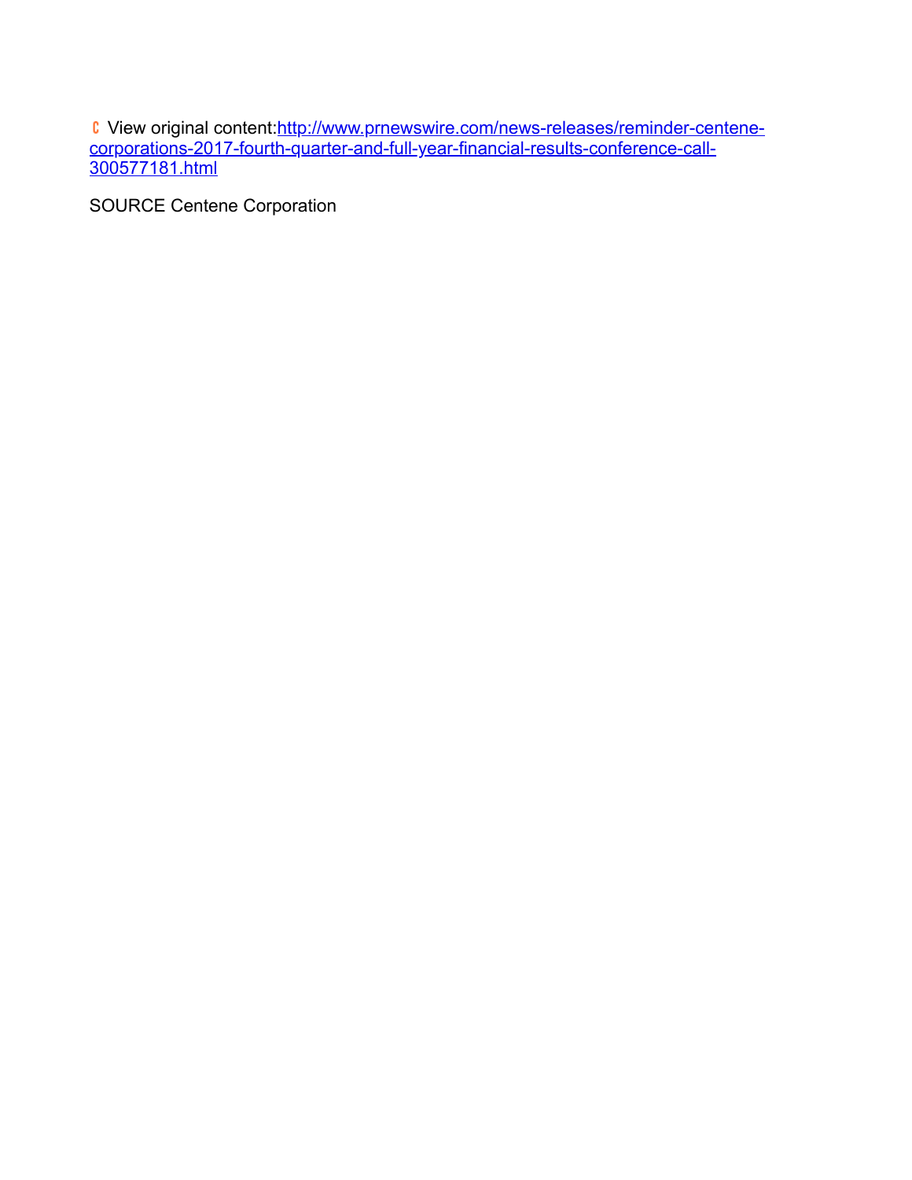View original content:[http://www.prnewswire.com/news-releases/reminder-centene-corporations-2017-fourth-quarter-and-full-year-financial-results-conference-call-300577181.html](http://www.prnewswire.com/news-releases/reminder-centene-corporations-2017-fourth-quarter-and-full-year-financial-results-conference-call-300577181.html)

SOURCE Centene Corporation